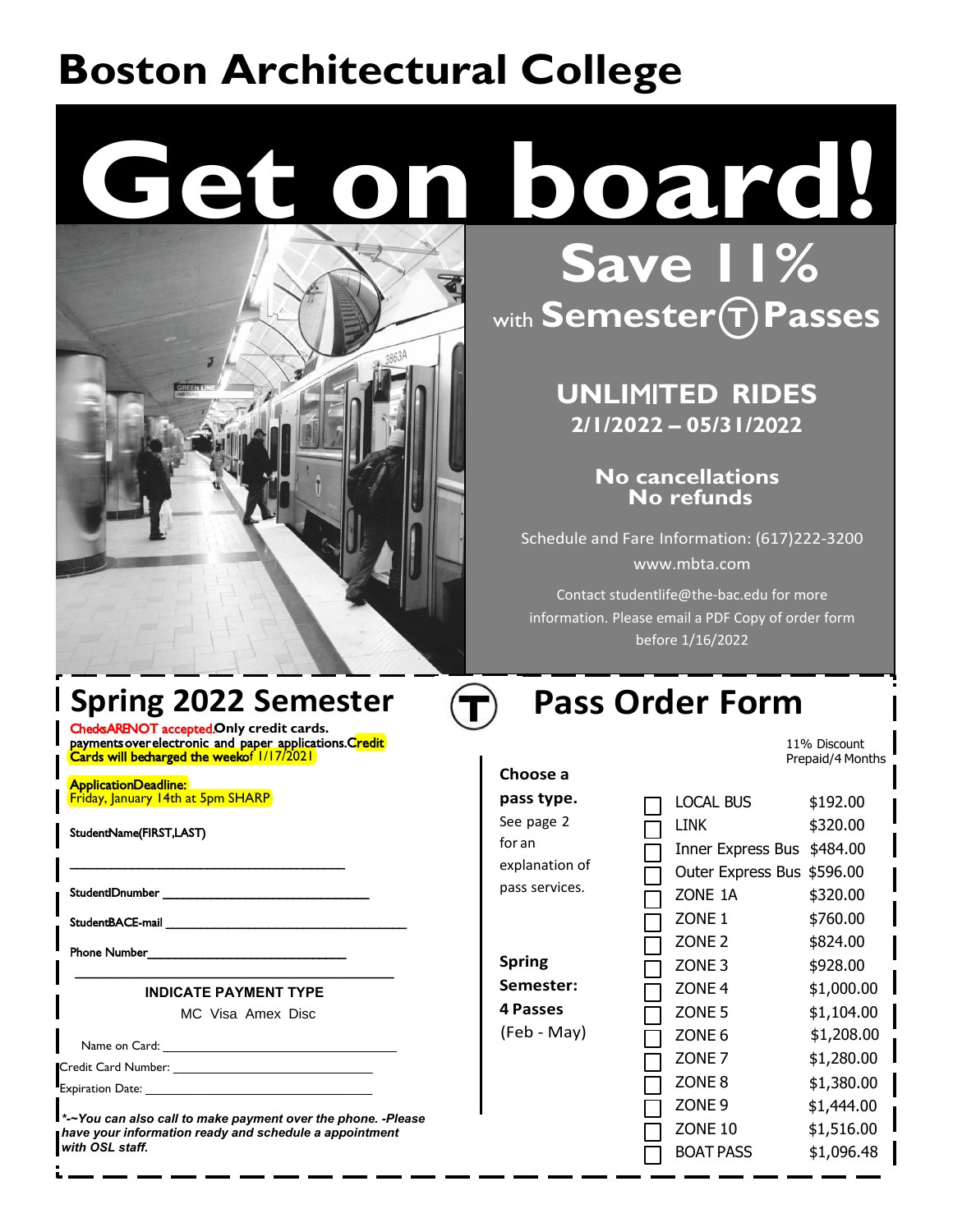# Boston Architectural College

# Get on board!

## Save 11%

with **Semester Ⓣ Passes**

**UNLIMITED RIDES**
**2/1/2022 – 05/31/2022**

**No cancellations**
**No refunds**

Schedule and Fare Information: (617)222-3200
www.mbta.com

Contact studentlife@the-bac.edu for more information. Please email a PDF Copy of order form before 1/16/2022

## Spring 2022 Semester Pass Order Form

Checks ARE NOT accepted. **Only credit cards.** payments over electronic and paper applications. Credit Cards will be charged the week of 1/17/2021

Application Deadline:
Friday, January 14th at 5pm SHARP

Student Name (FIRST, LAST)

_______________________________

Student ID number _______________________

Student BAC E-mail ____________________________

Phone Number_______________________

**INDICATE PAYMENT TYPE**

MC Visa Amex Disc

Name on Card: ______________________________

Credit Card Number: __________________________

Expiration Date: ______________________________

***~You can also call to make payment over the phone. -Please have your information ready and schedule a appointment with OSL staff.***

**Choose a pass type.** See page 2 for an explanation of pass services.

**Spring Semester: 4 Passes** (Feb - May)

| | Pass | 11% Discount Prepaid/4 Months |
|---|---|---|
| ☐ | LOCAL BUS | $192.00 |
| ☐ | LINK | $320.00 |
| ☐ | Inner Express Bus | $484.00 |
| ☐ | Outer Express Bus | $596.00 |
| ☐ | ZONE 1A | $320.00 |
| ☐ | ZONE 1 | $760.00 |
| ☐ | ZONE 2 | $824.00 |
| ☐ | ZONE 3 | $928.00 |
| ☐ | ZONE 4 | $1,000.00 |
| ☐ | ZONE 5 | $1,104.00 |
| ☐ | ZONE 6 | $1,208.00 |
| ☐ | ZONE 7 | $1,280.00 |
| ☐ | ZONE 8 | $1,380.00 |
| ☐ | ZONE 9 | $1,444.00 |
| ☐ | ZONE 10 | $1,516.00 |
| ☐ | BOAT PASS | $1,096.48 |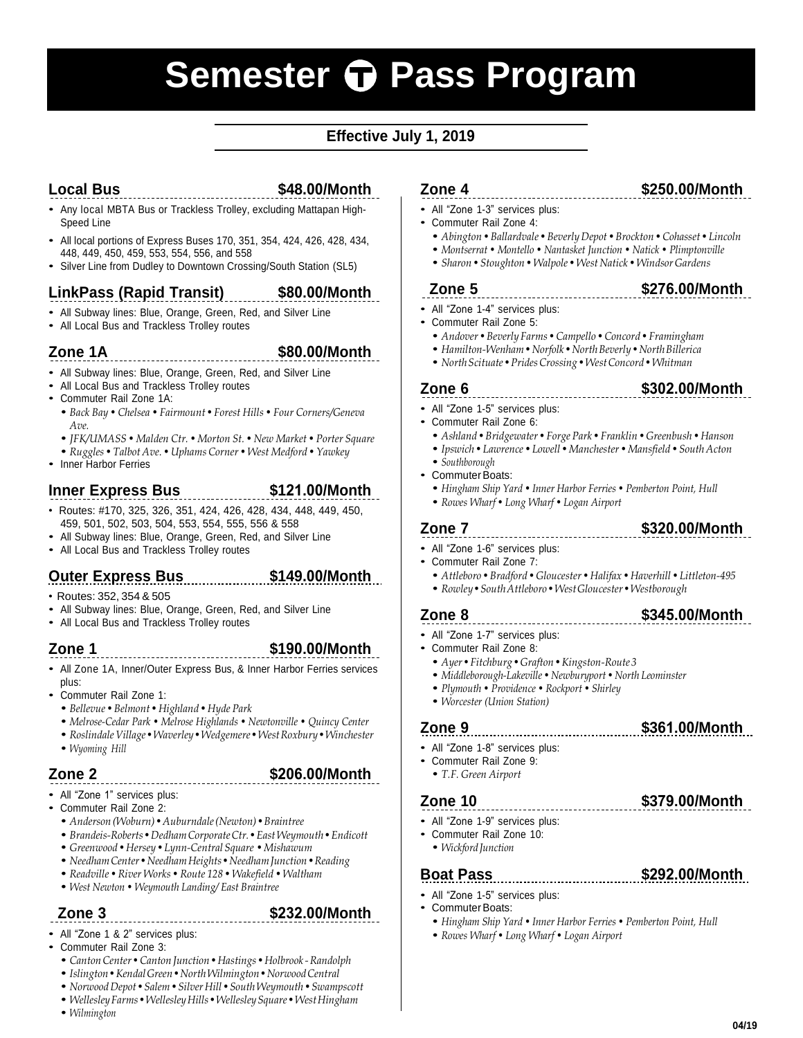# Semester Ⓣ Pass Program

**Effective July 1, 2019**

## Local Bus — $48.00/Month

- Any local MBTA Bus or Trackless Trolley, excluding Mattapan High-Speed Line
- All local portions of Express Buses 170, 351, 354, 424, 426, 428, 434, 448, 449, 450, 459, 553, 554, 556, and 558
- Silver Line from Dudley to Downtown Crossing/South Station (SL5)

## LinkPass (Rapid Transit) — $80.00/Month

- All Subway lines: Blue, Orange, Green, Red, and Silver Line
- All Local Bus and Trackless Trolley routes

## Zone 1A — $80.00/Month

- All Subway lines: Blue, Orange, Green, Red, and Silver Line
- All Local Bus and Trackless Trolley routes
- Commuter Rail Zone 1A:
  - *Back Bay • Chelsea • Fairmount • Forest Hills • Four Corners/Geneva Ave.*
  - *JFK/UMASS • Malden Ctr. • Morton St. • New Market • Porter Square*
  - *Ruggles • Talbot Ave. • Uphams Corner • West Medford • Yawkey*
- Inner Harbor Ferries

## Inner Express Bus — $121.00/Month

- Routes: #170, 325, 326, 351, 424, 426, 428, 434, 448, 449, 450, 459, 501, 502, 503, 504, 553, 554, 555, 556 & 558
- All Subway lines: Blue, Orange, Green, Red, and Silver Line
- All Local Bus and Trackless Trolley routes

## Outer Express Bus — $149.00/Month

- Routes: 352, 354 & 505
- All Subway lines: Blue, Orange, Green, Red, and Silver Line
- All Local Bus and Trackless Trolley routes

## Zone 1 — $190.00/Month

- All Zone 1A, Inner/Outer Express Bus, & Inner Harbor Ferries services plus:
- Commuter Rail Zone 1:
  - *Bellevue • Belmont • Highland • Hyde Park*
  - *Melrose-Cedar Park • Melrose Highlands • Newtonville • Quincy Center*
  - *Roslindale Village • Waverley • Wedgemere • West Roxbury • Winchester*
  - *Wyoming Hill*

## Zone 2 — $206.00/Month

- All "Zone 1" services plus:
- Commuter Rail Zone 2:
  - *Anderson (Woburn) • Auburndale (Newton) • Braintree*
  - *Brandeis-Roberts • Dedham Corporate Ctr. • East Weymouth • Endicott*
  - *Greenwood • Hersey • Lynn-Central Square • Mishawum*
  - *Needham Center • Needham Heights • Needham Junction • Reading*
  - *Readville • River Works • Route 128 • Wakefield • Waltham*
  - *West Newton • Weymouth Landing/ East Braintree*

## Zone 3 — $232.00/Month

- All "Zone 1 & 2" services plus:
- Commuter Rail Zone 3:
  - *Canton Center • Canton Junction • Hastings • Holbrook - Randolph*
  - *Islington • Kendal Green • North Wilmington • Norwood Central*
  - *Norwood Depot • Salem • Silver Hill • South Weymouth • Swampscott*
  - *Wellesley Farms • Wellesley Hills • Wellesley Square • West Hingham*
  - *Wilmington*

## Zone 4 — $250.00/Month

- All "Zone 1-3" services plus:
- Commuter Rail Zone 4:
  - *Abington • Ballardvale • Beverly Depot • Brockton • Cohasset • Lincoln*
  - *Montserrat • Montello • Nantasket Junction • Natick • Plimptonville*
  - *Sharon • Stoughton • Walpole • West Natick • Windsor Gardens*

## Zone 5 — $276.00/Month

- All "Zone 1-4" services plus:
- Commuter Rail Zone 5:
  - *Andover • Beverly Farms • Campello • Concord • Framingham*
  - *Hamilton-Wenham • Norfolk • North Beverly • North Billerica*
  - *North Scituate • Prides Crossing • West Concord • Whitman*

## Zone 6 — $302.00/Month

- All "Zone 1-5" services plus:
- Commuter Rail Zone 6:
  - *Ashland • Bridgewater • Forge Park • Franklin • Greenbush • Hanson*
  - *Ipswich • Lawrence • Lowell • Manchester • Mansfield • South Acton*
  - *Southborough*
- Commuter Boats:
  - *Hingham Ship Yard • Inner Harbor Ferries • Pemberton Point, Hull*
  - *Rowes Wharf • Long Wharf • Logan Airport*

## Zone 7 — $320.00/Month

- All "Zone 1-6" services plus:
- Commuter Rail Zone 7:
  - *Attleboro • Bradford • Gloucester • Halifax • Haverhill • Littleton-495*
  - *Rowley • South Attleboro • West Gloucester • Westborough*

## Zone 8 — $345.00/Month

- All "Zone 1-7" services plus:
- Commuter Rail Zone 8:
  - *Ayer • Fitchburg • Grafton • Kingston-Route 3*
  - *Middleborough-Lakeville • Newburyport • North Leominster*
  - *Plymouth • Providence • Rockport • Shirley*
  - *Worcester (Union Station)*

## Zone 9 — $361.00/Month

- All "Zone 1-8" services plus:
- Commuter Rail Zone 9:
  - *T.F. Green Airport*

## Zone 10 — $379.00/Month

- All "Zone 1-9" services plus:
- Commuter Rail Zone 10:
  - *Wickford Junction*

## Boat Pass — $292.00/Month

- All "Zone 1-5" services plus:
- Commuter Boats:
  - *Hingham Ship Yard • Inner Harbor Ferries • Pemberton Point, Hull*
  - *Rowes Wharf • Long Wharf • Logan Airport*

04/19